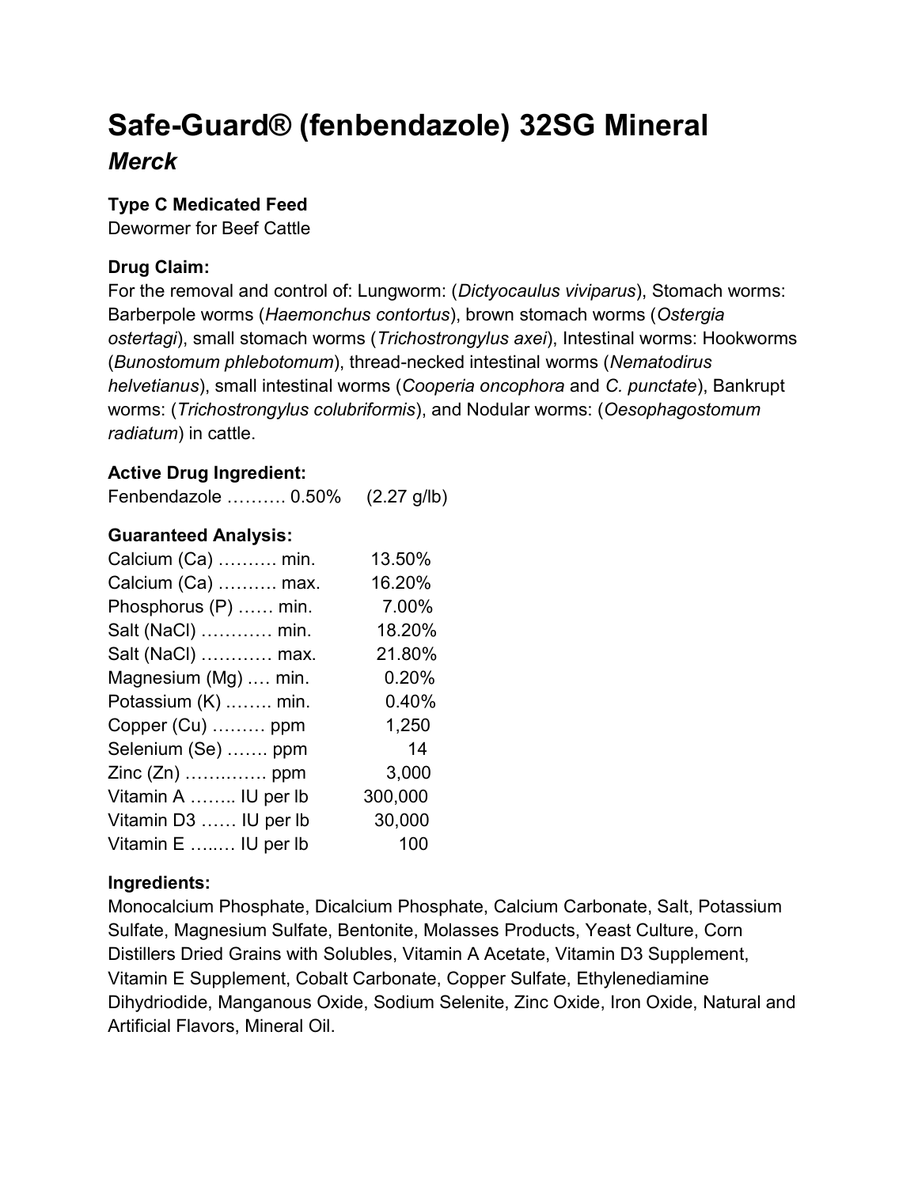# Safe-Guard® (fenbendazole) 32SG Mineral

## *Merck*

### Type C Medicated Feed

Dewormer for Beef Cattle

### Drug Claim:

For the removal and control of: Lungworm: (*Dictyocaulus viviparus*), Stomach worms: Barberpole worms (*Haemonchus contortus*), brown stomach worms (*Ostergia ostertagi*), small stomach worms (*Trichostrongylus axei*), Intestinal worms: Hookworms (*Bunostomum phlebotomum*), thread-necked intestinal worms (*Nematodirus helvetianus*), small intestinal worms (*Cooperia oncophora* and *C. punctate*), Bankrupt worms: (*Trichostrongylus colubriformis*), and Nodular worms: (*Oesophagostomum radiatum*) in cattle.

### Active Drug Ingredient:

Fenbendazole ………. 0.50% (2.27 g/lb)

### Guaranteed Analysis:

| | |
|---|---|
| Calcium (Ca) ………. min. | 13.50% |
| Calcium (Ca) ………. max. | 16.20% |
| Phosphorus (P) …… min. | 7.00% |
| Salt (NaCl) ………… min. | 18.20% |
| Salt (NaCl) ………… max. | 21.80% |
| Magnesium (Mg) …. min. | 0.20% |
| Potassium (K) …….. min. | 0.40% |
| Copper (Cu) ……… ppm | 1,250 |
| Selenium (Se) ……. ppm | 14 |
| Zinc (Zn) ………….. ppm | 3,000 |
| Vitamin A …….. IU per lb | 300,000 |
| Vitamin D3 …… IU per lb | 30,000 |
| Vitamin E …..… IU per lb | 100 |

### Ingredients:

Monocalcium Phosphate, Dicalcium Phosphate, Calcium Carbonate, Salt, Potassium Sulfate, Magnesium Sulfate, Bentonite, Molasses Products, Yeast Culture, Corn Distillers Dried Grains with Solubles, Vitamin A Acetate, Vitamin D3 Supplement, Vitamin E Supplement, Cobalt Carbonate, Copper Sulfate, Ethylenediamine Dihydriodide, Manganous Oxide, Sodium Selenite, Zinc Oxide, Iron Oxide, Natural and Artificial Flavors, Mineral Oil.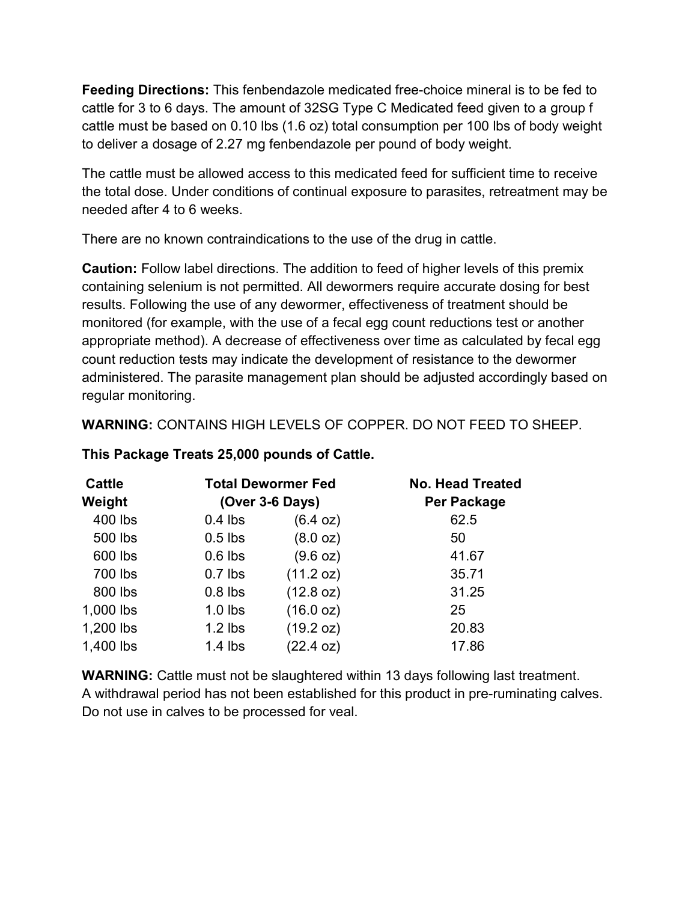**Feeding Directions:** This fenbendazole medicated free-choice mineral is to be fed to cattle for 3 to 6 days. The amount of 32SG Type C Medicated feed given to a group f cattle must be based on 0.10 lbs (1.6 oz) total consumption per 100 lbs of body weight to deliver a dosage of 2.27 mg fenbendazole per pound of body weight.

The cattle must be allowed access to this medicated feed for sufficient time to receive the total dose. Under conditions of continual exposure to parasites, retreatment may be needed after 4 to 6 weeks.

There are no known contraindications to the use of the drug in cattle.

**Caution:** Follow label directions. The addition to feed of higher levels of this premix containing selenium is not permitted. All dewormers require accurate dosing for best results. Following the use of any dewormer, effectiveness of treatment should be monitored (for example, with the use of a fecal egg count reductions test or another appropriate method). A decrease of effectiveness over time as calculated by fecal egg count reduction tests may indicate the development of resistance to the dewormer administered. The parasite management plan should be adjusted accordingly based on regular monitoring.

**WARNING:** CONTAINS HIGH LEVELS OF COPPER. DO NOT FEED TO SHEEP.

**This Package Treats 25,000 pounds of Cattle.**

| Cattle Weight | Total Dewormer Fed (Over 3-6 Days) | | No. Head Treated Per Package |
|---|---|---|---|
| 400 lbs | 0.4 lbs | (6.4 oz) | 62.5 |
| 500 lbs | 0.5 lbs | (8.0 oz) | 50 |
| 600 lbs | 0.6 lbs | (9.6 oz) | 41.67 |
| 700 lbs | 0.7 lbs | (11.2 oz) | 35.71 |
| 800 lbs | 0.8 lbs | (12.8 oz) | 31.25 |
| 1,000 lbs | 1.0 lbs | (16.0 oz) | 25 |
| 1,200 lbs | 1.2 lbs | (19.2 oz) | 20.83 |
| 1,400 lbs | 1.4 lbs | (22.4 oz) | 17.86 |

**WARNING:** Cattle must not be slaughtered within 13 days following last treatment. A withdrawal period has not been established for this product in pre-ruminating calves. Do not use in calves to be processed for veal.